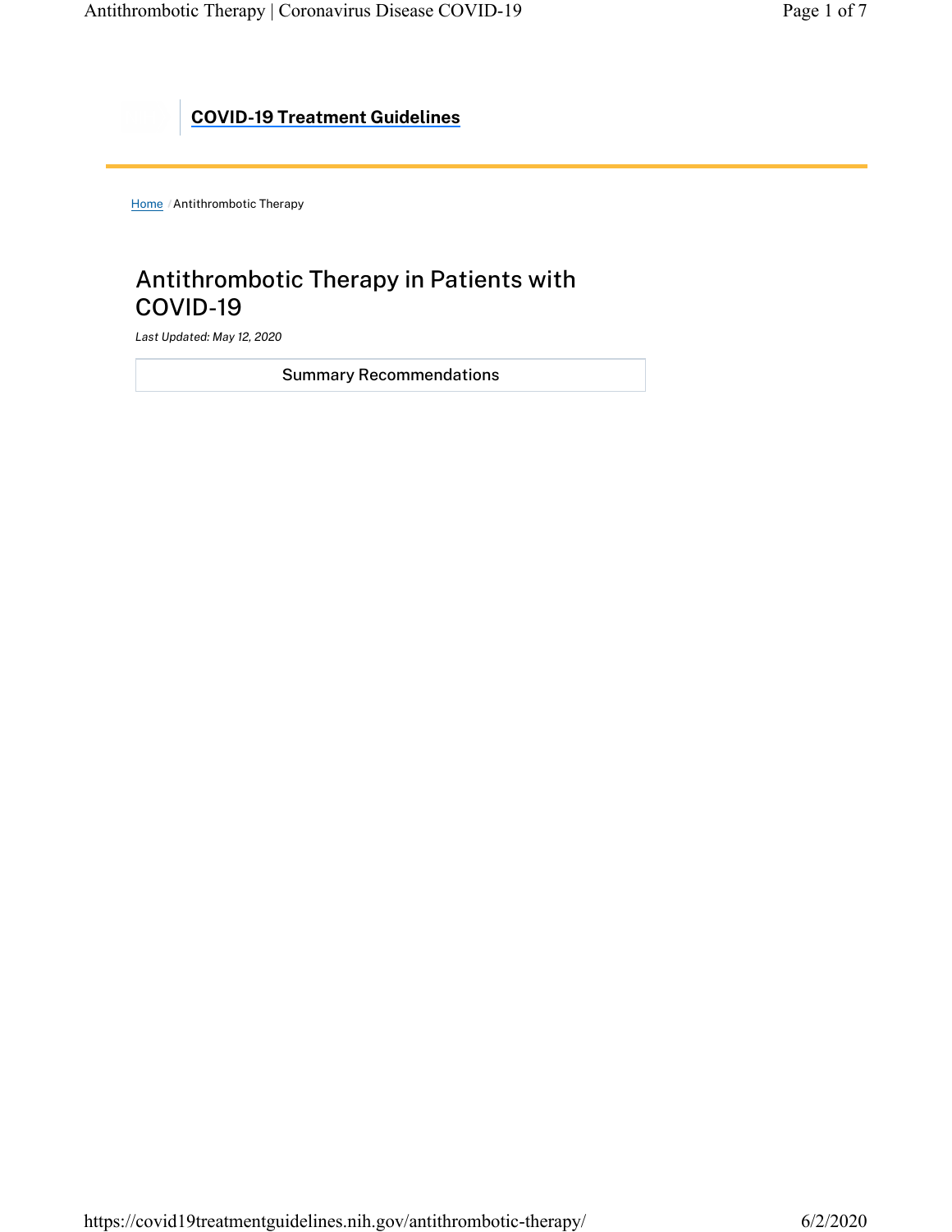**COVID-19 Treatment Guidelines**

Home / Antithrombotic Therapy

# Antithrombotic Therapy in Patients with COVID-19

*Last Updated: May 12, 2020*

Summary Recommendations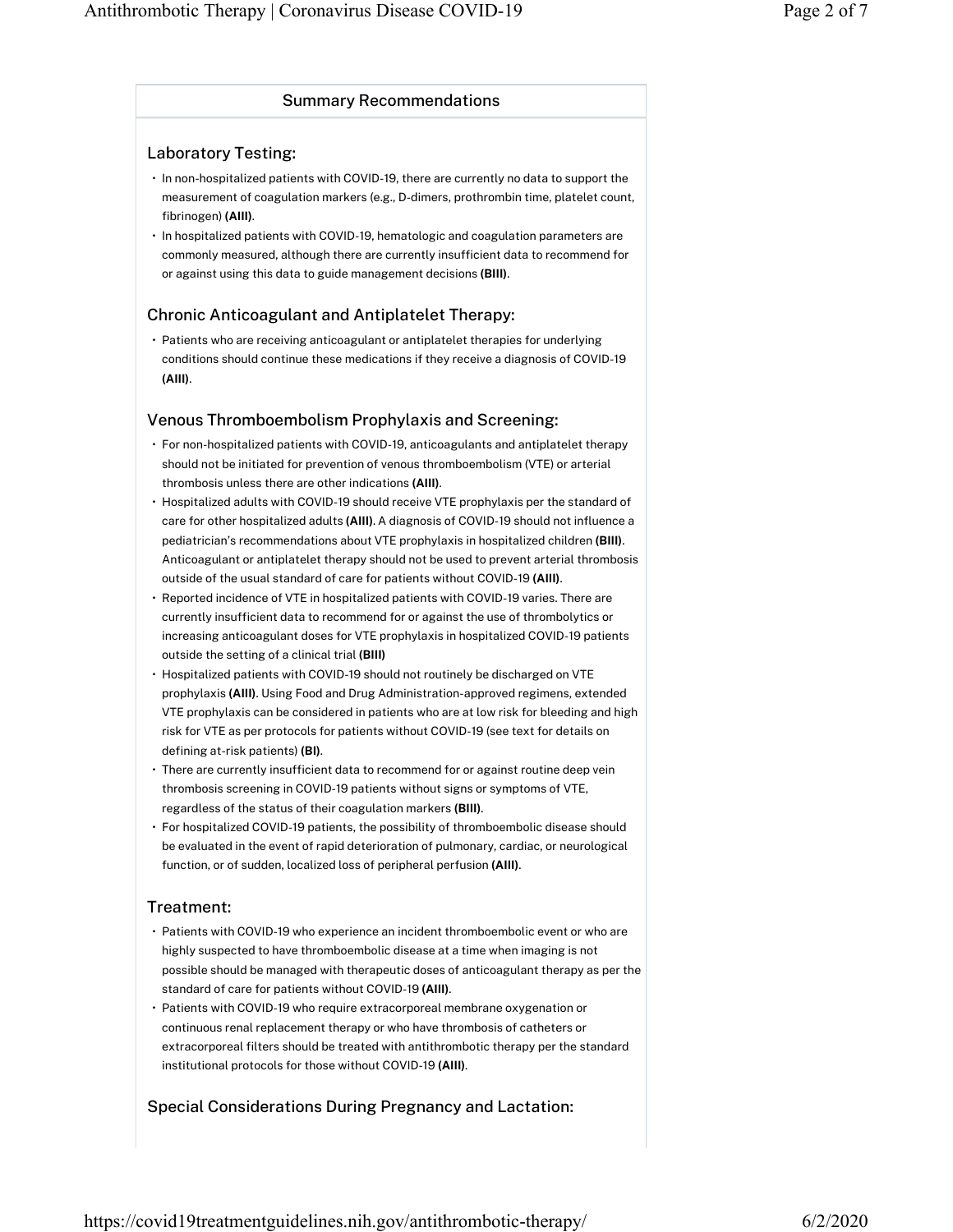## Summary Recommendations

### Laboratory Testing:

- In non-hospitalized patients with COVID-19, there are currently no data to support the measurement of coagulation markers (e.g., D-dimers, prothrombin time, platelet count, fibrinogen) **(AIII)**.
- In hospitalized patients with COVID-19, hematologic and coagulation parameters are commonly measured, although there are currently insufficient data to recommend for or against using this data to guide management decisions **(BIII)**.

### Chronic Anticoagulant and Antiplatelet Therapy:

- Patients who are receiving anticoagulant or antiplatelet therapies for underlying conditions should continue these medications if they receive a diagnosis of COVID-19 **(AIII)**.

### Venous Thromboembolism Prophylaxis and Screening:

- For non-hospitalized patients with COVID-19, anticoagulants and antiplatelet therapy should not be initiated for prevention of venous thromboembolism (VTE) or arterial thrombosis unless there are other indications **(AIII)**.
- Hospitalized adults with COVID-19 should receive VTE prophylaxis per the standard of care for other hospitalized adults **(AIII)**. A diagnosis of COVID-19 should not influence a pediatrician's recommendations about VTE prophylaxis in hospitalized children **(BIII)**. Anticoagulant or antiplatelet therapy should not be used to prevent arterial thrombosis outside of the usual standard of care for patients without COVID-19 **(AIII)**.
- Reported incidence of VTE in hospitalized patients with COVID-19 varies. There are currently insufficient data to recommend for or against the use of thrombolytics or increasing anticoagulant doses for VTE prophylaxis in hospitalized COVID-19 patients outside the setting of a clinical trial **(BIII)**
- Hospitalized patients with COVID-19 should not routinely be discharged on VTE prophylaxis **(AIII)**. Using Food and Drug Administration-approved regimens, extended VTE prophylaxis can be considered in patients who are at low risk for bleeding and high risk for VTE as per protocols for patients without COVID-19 (see text for details on defining at-risk patients) **(BI)**.
- There are currently insufficient data to recommend for or against routine deep vein thrombosis screening in COVID-19 patients without signs or symptoms of VTE, regardless of the status of their coagulation markers **(BIII)**.
- For hospitalized COVID-19 patients, the possibility of thromboembolic disease should be evaluated in the event of rapid deterioration of pulmonary, cardiac, or neurological function, or of sudden, localized loss of peripheral perfusion **(AIII)**.

### Treatment:

- Patients with COVID-19 who experience an incident thromboembolic event or who are highly suspected to have thromboembolic disease at a time when imaging is not possible should be managed with therapeutic doses of anticoagulant therapy as per the standard of care for patients without COVID-19 **(AIII)**.
- Patients with COVID-19 who require extracorporeal membrane oxygenation or continuous renal replacement therapy or who have thrombosis of catheters or extracorporeal filters should be treated with antithrombotic therapy per the standard institutional protocols for those without COVID-19 **(AIII)**.

### Special Considerations During Pregnancy and Lactation: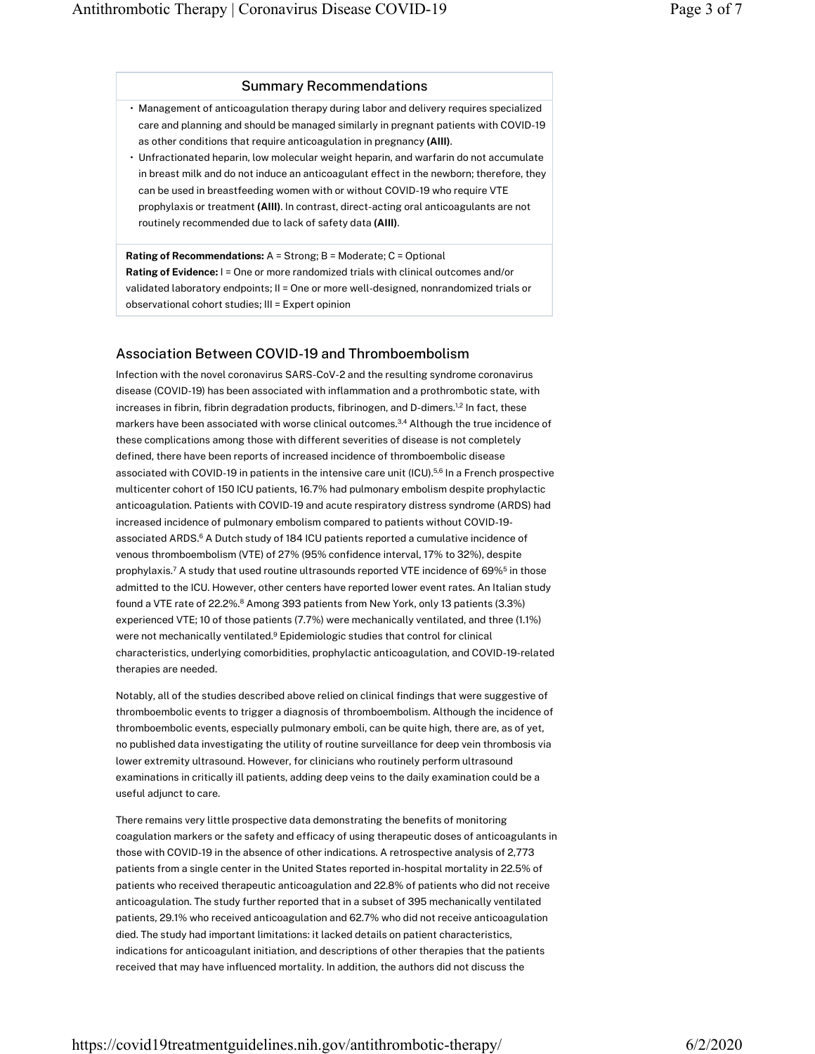### Summary Recommendations

- Management of anticoagulation therapy during labor and delivery requires specialized care and planning and should be managed similarly in pregnant patients with COVID-19 as other conditions that require anticoagulation in pregnancy **(AIII)**.
- Unfractionated heparin, low molecular weight heparin, and warfarin do not accumulate in breast milk and do not induce an anticoagulant effect in the newborn; therefore, they can be used in breastfeeding women with or without COVID-19 who require VTE prophylaxis or treatment **(AIII)**. In contrast, direct-acting oral anticoagulants are not routinely recommended due to lack of safety data **(AIII)**.

**Rating of Recommendations:** A = Strong; B = Moderate; C = Optional
**Rating of Evidence:** I = One or more randomized trials with clinical outcomes and/or validated laboratory endpoints; II = One or more well-designed, nonrandomized trials or observational cohort studies; III = Expert opinion

## Association Between COVID-19 and Thromboembolism

Infection with the novel coronavirus SARS-CoV-2 and the resulting syndrome coronavirus disease (COVID-19) has been associated with inflammation and a prothrombotic state, with increases in fibrin, fibrin degradation products, fibrinogen, and D-dimers.[1,2] In fact, these markers have been associated with worse clinical outcomes.[3,4] Although the true incidence of these complications among those with different severities of disease is not completely defined, there have been reports of increased incidence of thromboembolic disease associated with COVID-19 in patients in the intensive care unit (ICU).[5,6] In a French prospective multicenter cohort of 150 ICU patients, 16.7% had pulmonary embolism despite prophylactic anticoagulation. Patients with COVID-19 and acute respiratory distress syndrome (ARDS) had increased incidence of pulmonary embolism compared to patients without COVID-19-associated ARDS.[6] A Dutch study of 184 ICU patients reported a cumulative incidence of venous thromboembolism (VTE) of 27% (95% confidence interval, 17% to 32%), despite prophylaxis.[7] A study that used routine ultrasounds reported VTE incidence of 69%[5] in those admitted to the ICU. However, other centers have reported lower event rates. An Italian study found a VTE rate of 22.2%.[8] Among 393 patients from New York, only 13 patients (3.3%) experienced VTE; 10 of those patients (7.7%) were mechanically ventilated, and three (1.1%) were not mechanically ventilated.[9] Epidemiologic studies that control for clinical characteristics, underlying comorbidities, prophylactic anticoagulation, and COVID-19-related therapies are needed.

Notably, all of the studies described above relied on clinical findings that were suggestive of thromboembolic events to trigger a diagnosis of thromboembolism. Although the incidence of thromboembolic events, especially pulmonary emboli, can be quite high, there are, as of yet, no published data investigating the utility of routine surveillance for deep vein thrombosis via lower extremity ultrasound. However, for clinicians who routinely perform ultrasound examinations in critically ill patients, adding deep veins to the daily examination could be a useful adjunct to care.

There remains very little prospective data demonstrating the benefits of monitoring coagulation markers or the safety and efficacy of using therapeutic doses of anticoagulants in those with COVID-19 in the absence of other indications. A retrospective analysis of 2,773 patients from a single center in the United States reported in-hospital mortality in 22.5% of patients who received therapeutic anticoagulation and 22.8% of patients who did not receive anticoagulation. The study further reported that in a subset of 395 mechanically ventilated patients, 29.1% who received anticoagulation and 62.7% who did not receive anticoagulation died. The study had important limitations: it lacked details on patient characteristics, indications for anticoagulant initiation, and descriptions of other therapies that the patients received that may have influenced mortality. In addition, the authors did not discuss the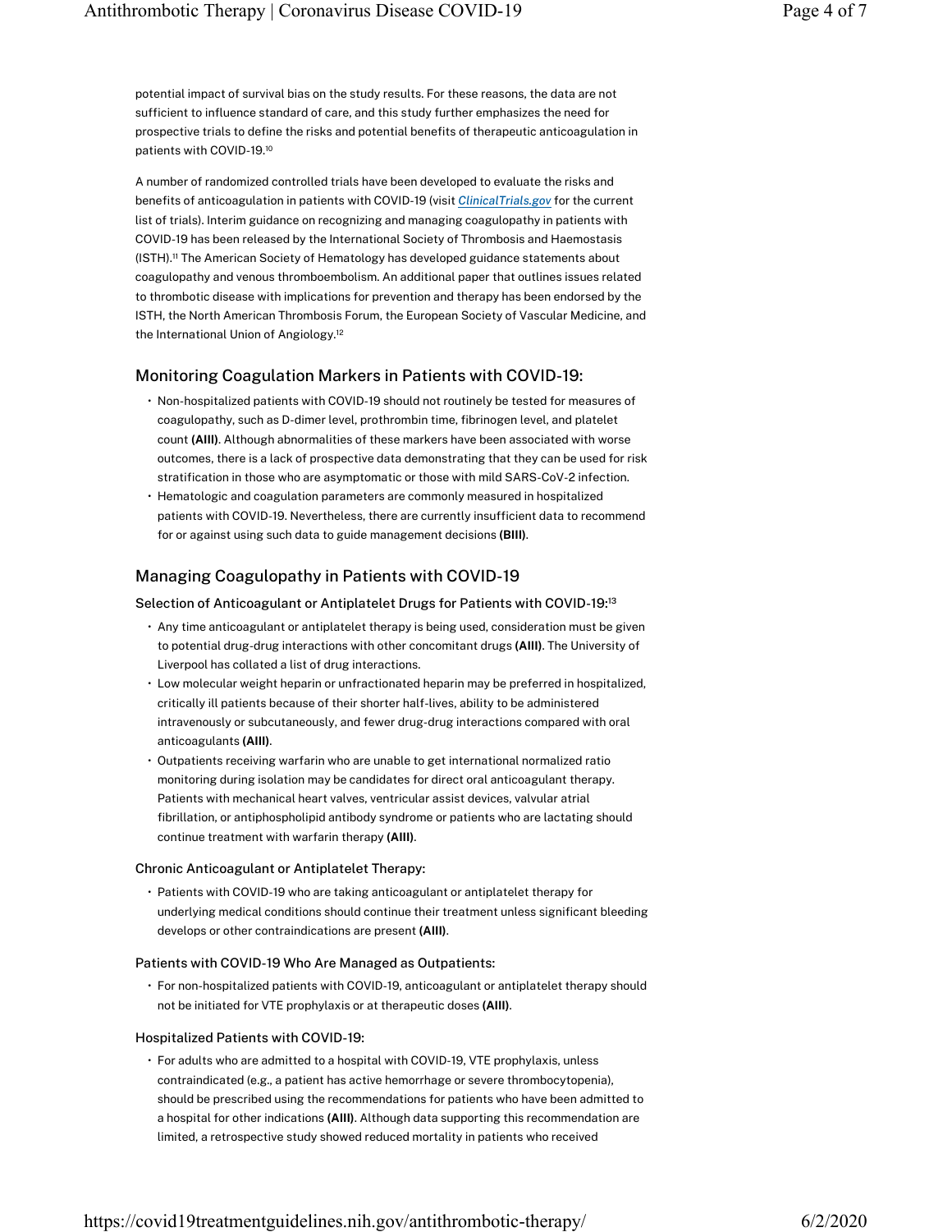potential impact of survival bias on the study results. For these reasons, the data are not sufficient to influence standard of care, and this study further emphasizes the need for prospective trials to define the risks and potential benefits of therapeutic anticoagulation in patients with COVID-19.[10]

A number of randomized controlled trials have been developed to evaluate the risks and benefits of anticoagulation in patients with COVID-19 (visit *ClinicalTrials.gov* for the current list of trials). Interim guidance on recognizing and managing coagulopathy in patients with COVID-19 has been released by the International Society of Thrombosis and Haemostasis (ISTH).[11] The American Society of Hematology has developed guidance statements about coagulopathy and venous thromboembolism. An additional paper that outlines issues related to thrombotic disease with implications for prevention and therapy has been endorsed by the ISTH, the North American Thrombosis Forum, the European Society of Vascular Medicine, and the International Union of Angiology.[12]

## Monitoring Coagulation Markers in Patients with COVID-19:

- Non-hospitalized patients with COVID-19 should not routinely be tested for measures of coagulopathy, such as D-dimer level, prothrombin time, fibrinogen level, and platelet count **(AIII)**. Although abnormalities of these markers have been associated with worse outcomes, there is a lack of prospective data demonstrating that they can be used for risk stratification in those who are asymptomatic or those with mild SARS-CoV-2 infection.
- Hematologic and coagulation parameters are commonly measured in hospitalized patients with COVID-19. Nevertheless, there are currently insufficient data to recommend for or against using such data to guide management decisions **(BIII)**.

## Managing Coagulopathy in Patients with COVID-19

### Selection of Anticoagulant or Antiplatelet Drugs for Patients with COVID-19:[13]

- Any time anticoagulant or antiplatelet therapy is being used, consideration must be given to potential drug-drug interactions with other concomitant drugs **(AIII)**. The University of Liverpool has collated a list of drug interactions.
- Low molecular weight heparin or unfractionated heparin may be preferred in hospitalized, critically ill patients because of their shorter half-lives, ability to be administered intravenously or subcutaneously, and fewer drug-drug interactions compared with oral anticoagulants **(AIII)**.
- Outpatients receiving warfarin who are unable to get international normalized ratio monitoring during isolation may be candidates for direct oral anticoagulant therapy. Patients with mechanical heart valves, ventricular assist devices, valvular atrial fibrillation, or antiphospholipid antibody syndrome or patients who are lactating should continue treatment with warfarin therapy **(AIII)**.

### Chronic Anticoagulant or Antiplatelet Therapy:

- Patients with COVID-19 who are taking anticoagulant or antiplatelet therapy for underlying medical conditions should continue their treatment unless significant bleeding develops or other contraindications are present **(AIII)**.

### Patients with COVID-19 Who Are Managed as Outpatients:

- For non-hospitalized patients with COVID-19, anticoagulant or antiplatelet therapy should not be initiated for VTE prophylaxis or at therapeutic doses **(AIII)**.

### Hospitalized Patients with COVID-19:

- For adults who are admitted to a hospital with COVID-19, VTE prophylaxis, unless contraindicated (e.g., a patient has active hemorrhage or severe thrombocytopenia), should be prescribed using the recommendations for patients who have been admitted to a hospital for other indications **(AIII)**. Although data supporting this recommendation are limited, a retrospective study showed reduced mortality in patients who received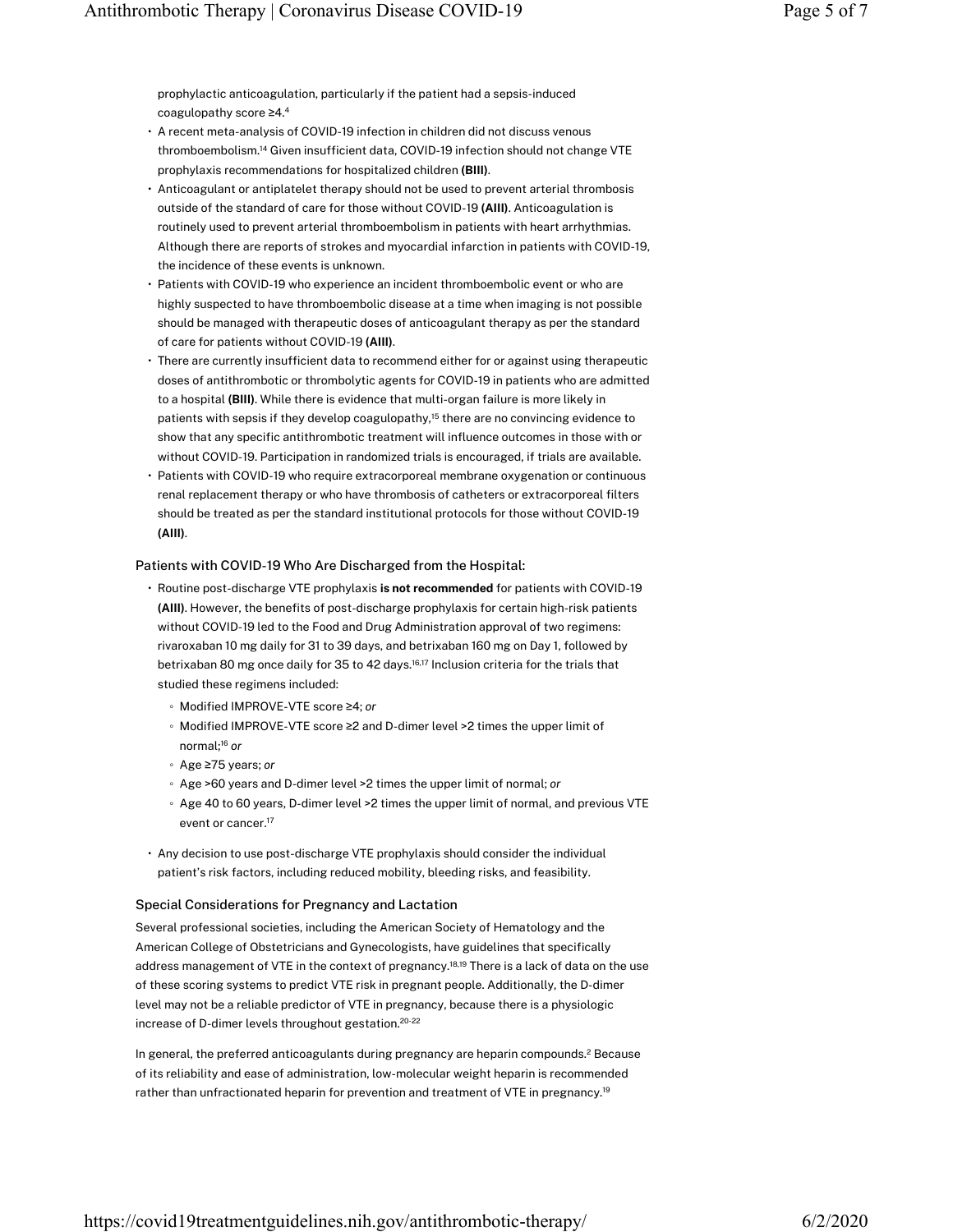prophylactic anticoagulation, particularly if the patient had a sepsis-induced coagulopathy score ≥4.[4]

- A recent meta-analysis of COVID-19 infection in children did not discuss venous thromboembolism.[14] Given insufficient data, COVID-19 infection should not change VTE prophylaxis recommendations for hospitalized children **(BIII)**.
- Anticoagulant or antiplatelet therapy should not be used to prevent arterial thrombosis outside of the standard of care for those without COVID-19 **(AIII)**. Anticoagulation is routinely used to prevent arterial thromboembolism in patients with heart arrhythmias. Although there are reports of strokes and myocardial infarction in patients with COVID-19, the incidence of these events is unknown.
- Patients with COVID-19 who experience an incident thromboembolic event or who are highly suspected to have thromboembolic disease at a time when imaging is not possible should be managed with therapeutic doses of anticoagulant therapy as per the standard of care for patients without COVID-19 **(AIII)**.
- There are currently insufficient data to recommend either for or against using therapeutic doses of antithrombotic or thrombolytic agents for COVID-19 in patients who are admitted to a hospital **(BIII)**. While there is evidence that multi-organ failure is more likely in patients with sepsis if they develop coagulopathy,[15] there are no convincing evidence to show that any specific antithrombotic treatment will influence outcomes in those with or without COVID-19. Participation in randomized trials is encouraged, if trials are available.
- Patients with COVID-19 who require extracorporeal membrane oxygenation or continuous renal replacement therapy or who have thrombosis of catheters or extracorporeal filters should be treated as per the standard institutional protocols for those without COVID-19 **(AIII)**.

### Patients with COVID-19 Who Are Discharged from the Hospital:

- Routine post-discharge VTE prophylaxis **is not recommended** for patients with COVID-19 **(AIII)**. However, the benefits of post-discharge prophylaxis for certain high-risk patients without COVID-19 led to the Food and Drug Administration approval of two regimens: rivaroxaban 10 mg daily for 31 to 39 days, and betrixaban 160 mg on Day 1, followed by betrixaban 80 mg once daily for 35 to 42 days.[16,17] Inclusion criteria for the trials that studied these regimens included:
    - Modified IMPROVE-VTE score ≥4; *or*
    - Modified IMPROVE-VTE score ≥2 and D-dimer level >2 times the upper limit of normal;[16] *or*
    - Age ≥75 years; *or*
    - Age >60 years and D-dimer level >2 times the upper limit of normal; *or*
    - Age 40 to 60 years, D-dimer level >2 times the upper limit of normal, and previous VTE event or cancer.[17]
- Any decision to use post-discharge VTE prophylaxis should consider the individual patient's risk factors, including reduced mobility, bleeding risks, and feasibility.

### Special Considerations for Pregnancy and Lactation

Several professional societies, including the American Society of Hematology and the American College of Obstetricians and Gynecologists, have guidelines that specifically address management of VTE in the context of pregnancy.[18,19] There is a lack of data on the use of these scoring systems to predict VTE risk in pregnant people. Additionally, the D-dimer level may not be a reliable predictor of VTE in pregnancy, because there is a physiologic increase of D-dimer levels throughout gestation.[20-22]

In general, the preferred anticoagulants during pregnancy are heparin compounds.[2] Because of its reliability and ease of administration, low-molecular weight heparin is recommended rather than unfractionated heparin for prevention and treatment of VTE in pregnancy.[19]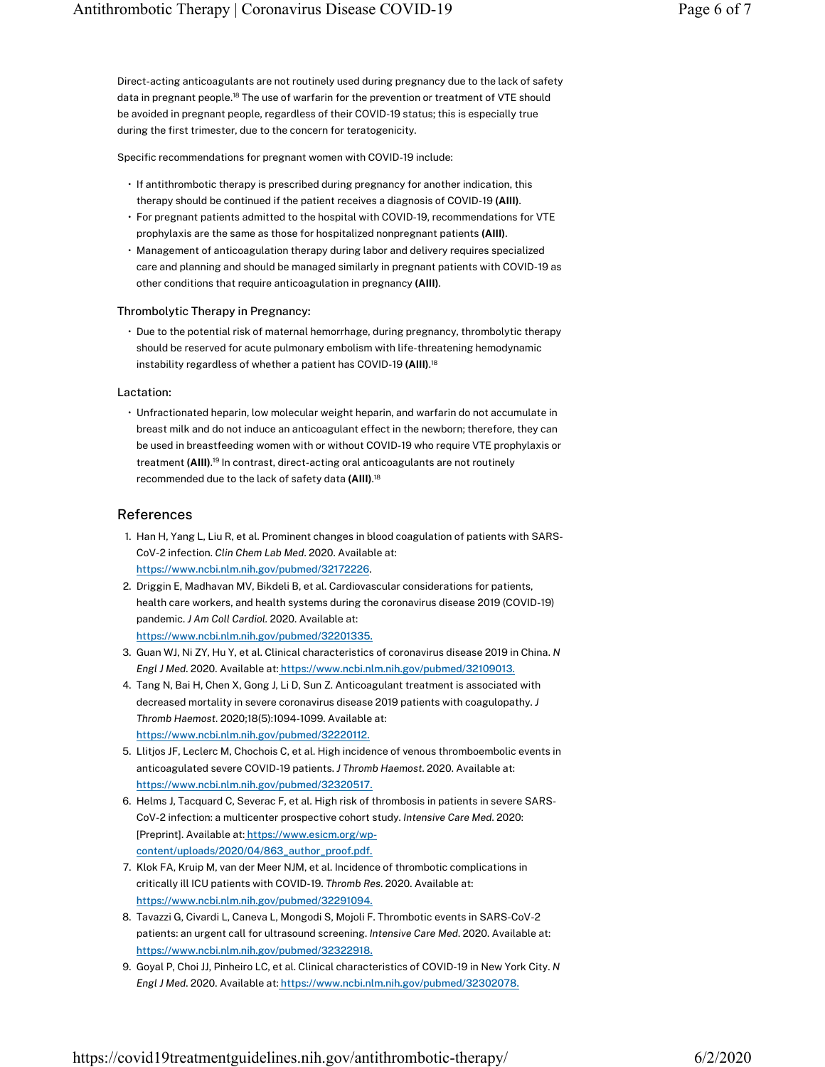Direct-acting anticoagulants are not routinely used during pregnancy due to the lack of safety data in pregnant people.[18] The use of warfarin for the prevention or treatment of VTE should be avoided in pregnant people, regardless of their COVID-19 status; this is especially true during the first trimester, due to the concern for teratogenicity.

Specific recommendations for pregnant women with COVID-19 include:

- If antithrombotic therapy is prescribed during pregnancy for another indication, this therapy should be continued if the patient receives a diagnosis of COVID-19 **(AIII)**.
- For pregnant patients admitted to the hospital with COVID-19, recommendations for VTE prophylaxis are the same as those for hospitalized nonpregnant patients **(AIII)**.
- Management of anticoagulation therapy during labor and delivery requires specialized care and planning and should be managed similarly in pregnant patients with COVID-19 as other conditions that require anticoagulation in pregnancy **(AIII)**.

### Thrombolytic Therapy in Pregnancy:

- Due to the potential risk of maternal hemorrhage, during pregnancy, thrombolytic therapy should be reserved for acute pulmonary embolism with life-threatening hemodynamic instability regardless of whether a patient has COVID-19 **(AIII)**.[18]

### Lactation:

- Unfractionated heparin, low molecular weight heparin, and warfarin do not accumulate in breast milk and do not induce an anticoagulant effect in the newborn; therefore, they can be used in breastfeeding women with or without COVID-19 who require VTE prophylaxis or treatment **(AIII)**.[19] In contrast, direct-acting oral anticoagulants are not routinely recommended due to the lack of safety data **(AIII)**.[18]

## References

1. Han H, Yang L, Liu R, et al. Prominent changes in blood coagulation of patients with SARS-CoV-2 infection. *Clin Chem Lab Med*. 2020. Available at: https://www.ncbi.nlm.nih.gov/pubmed/32172226.
2. Driggin E, Madhavan MV, Bikdeli B, et al. Cardiovascular considerations for patients, health care workers, and health systems during the coronavirus disease 2019 (COVID-19) pandemic. *J Am Coll Cardiol*. 2020. Available at: https://www.ncbi.nlm.nih.gov/pubmed/32201335.
3. Guan WJ, Ni ZY, Hu Y, et al. Clinical characteristics of coronavirus disease 2019 in China. *N Engl J Med*. 2020. Available at: https://www.ncbi.nlm.nih.gov/pubmed/32109013.
4. Tang N, Bai H, Chen X, Gong J, Li D, Sun Z. Anticoagulant treatment is associated with decreased mortality in severe coronavirus disease 2019 patients with coagulopathy. *J Thromb Haemost*. 2020;18(5):1094-1099. Available at: https://www.ncbi.nlm.nih.gov/pubmed/32220112.
5. Llitjos JF, Leclerc M, Chochois C, et al. High incidence of venous thromboembolic events in anticoagulated severe COVID-19 patients. *J Thromb Haemost*. 2020. Available at: https://www.ncbi.nlm.nih.gov/pubmed/32320517.
6. Helms J, Tacquard C, Severac F, et al. High risk of thrombosis in patients in severe SARS-CoV-2 infection: a multicenter prospective cohort study. *Intensive Care Med*. 2020: [Preprint]. Available at: https://www.esicm.org/wp-content/uploads/2020/04/863_author_proof.pdf.
7. Klok FA, Kruip M, van der Meer NJM, et al. Incidence of thrombotic complications in critically ill ICU patients with COVID-19. *Thromb Res*. 2020. Available at: https://www.ncbi.nlm.nih.gov/pubmed/32291094.
8. Tavazzi G, Civardi L, Caneva L, Mongodi S, Mojoli F. Thrombotic events in SARS-CoV-2 patients: an urgent call for ultrasound screening. *Intensive Care Med*. 2020. Available at: https://www.ncbi.nlm.nih.gov/pubmed/32322918.
9. Goyal P, Choi JJ, Pinheiro LC, et al. Clinical characteristics of COVID-19 in New York City. *N Engl J Med*. 2020. Available at: https://www.ncbi.nlm.nih.gov/pubmed/32302078.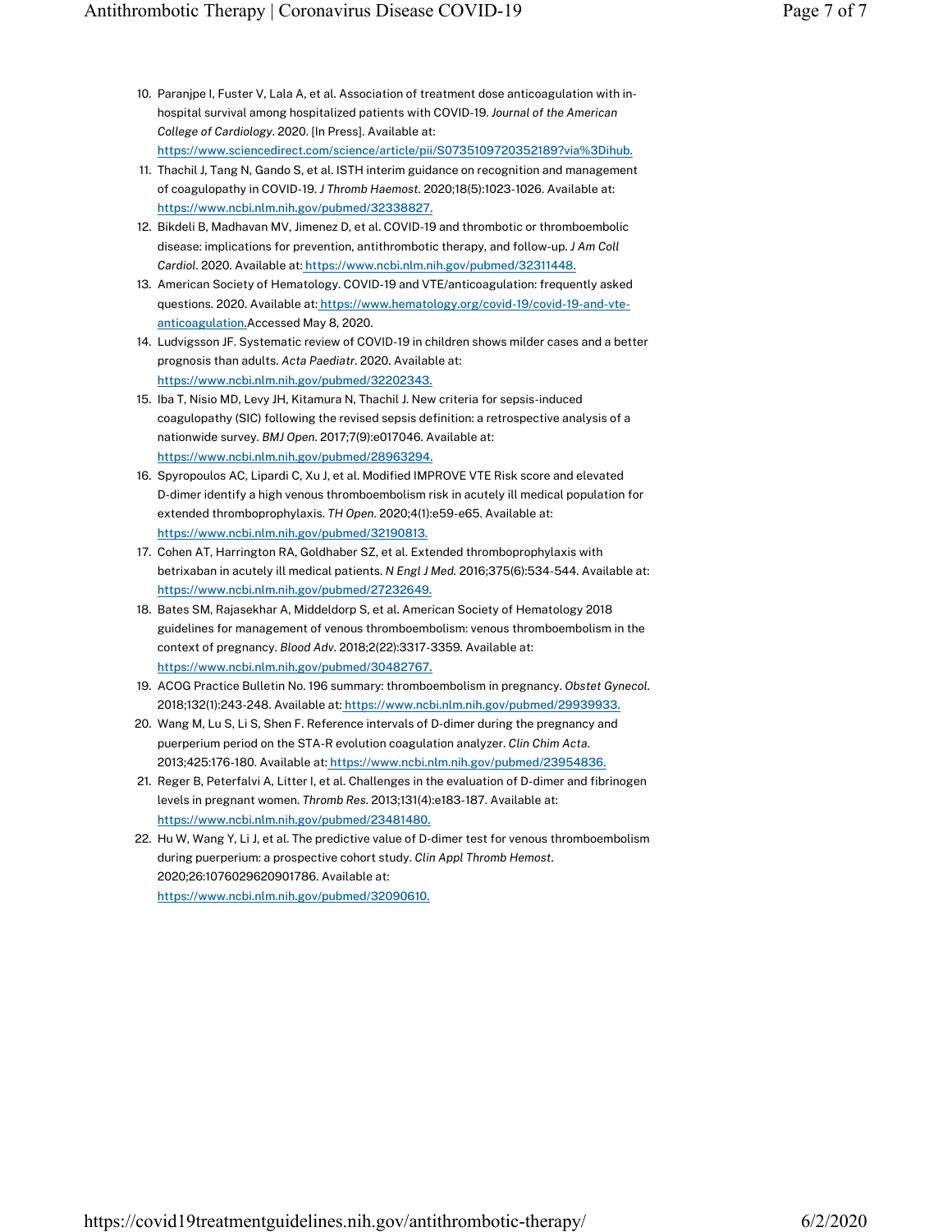10. Paranjpe I, Fuster V, Lala A, et al. Association of treatment dose anticoagulation with in-hospital survival among hospitalized patients with COVID-19. *Journal of the American College of Cardiology*. 2020. [In Press]. Available at: https://www.sciencedirect.com/science/article/pii/S0735109720352189?via%3Dihub.
11. Thachil J, Tang N, Gando S, et al. ISTH interim guidance on recognition and management of coagulopathy in COVID-19. *J Thromb Haemost*. 2020;18(5):1023-1026. Available at: https://www.ncbi.nlm.nih.gov/pubmed/32338827.
12. Bikdeli B, Madhavan MV, Jimenez D, et al. COVID-19 and thrombotic or thromboembolic disease: implications for prevention, antithrombotic therapy, and follow-up. *J Am Coll Cardiol*. 2020. Available at: https://www.ncbi.nlm.nih.gov/pubmed/32311448.
13. American Society of Hematology. COVID-19 and VTE/anticoagulation: frequently asked questions. 2020. Available at: https://www.hematology.org/covid-19/covid-19-and-vte-anticoagulation. Accessed May 8, 2020.
14. Ludvigsson JF. Systematic review of COVID-19 in children shows milder cases and a better prognosis than adults. *Acta Paediatr*. 2020. Available at: https://www.ncbi.nlm.nih.gov/pubmed/32202343.
15. Iba T, Nisio MD, Levy JH, Kitamura N, Thachil J. New criteria for sepsis-induced coagulopathy (SIC) following the revised sepsis definition: a retrospective analysis of a nationwide survey. *BMJ Open*. 2017;7(9):e017046. Available at: https://www.ncbi.nlm.nih.gov/pubmed/28963294.
16. Spyropoulos AC, Lipardi C, Xu J, et al. Modified IMPROVE VTE Risk score and elevated D-dimer identify a high venous thromboembolism risk in acutely ill medical population for extended thromboprophylaxis. *TH Open*. 2020;4(1):e59-e65. Available at: https://www.ncbi.nlm.nih.gov/pubmed/32190813.
17. Cohen AT, Harrington RA, Goldhaber SZ, et al. Extended thromboprophylaxis with betrixaban in acutely ill medical patients. *N Engl J Med*. 2016;375(6):534-544. Available at: https://www.ncbi.nlm.nih.gov/pubmed/27232649.
18. Bates SM, Rajasekhar A, Middeldorp S, et al. American Society of Hematology 2018 guidelines for management of venous thromboembolism: venous thromboembolism in the context of pregnancy. *Blood Adv*. 2018;2(22):3317-3359. Available at: https://www.ncbi.nlm.nih.gov/pubmed/30482767.
19. ACOG Practice Bulletin No. 196 summary: thromboembolism in pregnancy. *Obstet Gynecol*. 2018;132(1):243-248. Available at: https://www.ncbi.nlm.nih.gov/pubmed/29939933.
20. Wang M, Lu S, Li S, Shen F. Reference intervals of D-dimer during the pregnancy and puerperium period on the STA-R evolution coagulation analyzer. *Clin Chim Acta*. 2013;425:176-180. Available at: https://www.ncbi.nlm.nih.gov/pubmed/23954836.
21. Reger B, Peterfalvi A, Litter I, et al. Challenges in the evaluation of D-dimer and fibrinogen levels in pregnant women. *Thromb Res*. 2013;131(4):e183-187. Available at: https://www.ncbi.nlm.nih.gov/pubmed/23481480.
22. Hu W, Wang Y, Li J, et al. The predictive value of D-dimer test for venous thromboembolism during puerperium: a prospective cohort study. *Clin Appl Thromb Hemost*. 2020;26:1076029620901786. Available at: https://www.ncbi.nlm.nih.gov/pubmed/32090610.